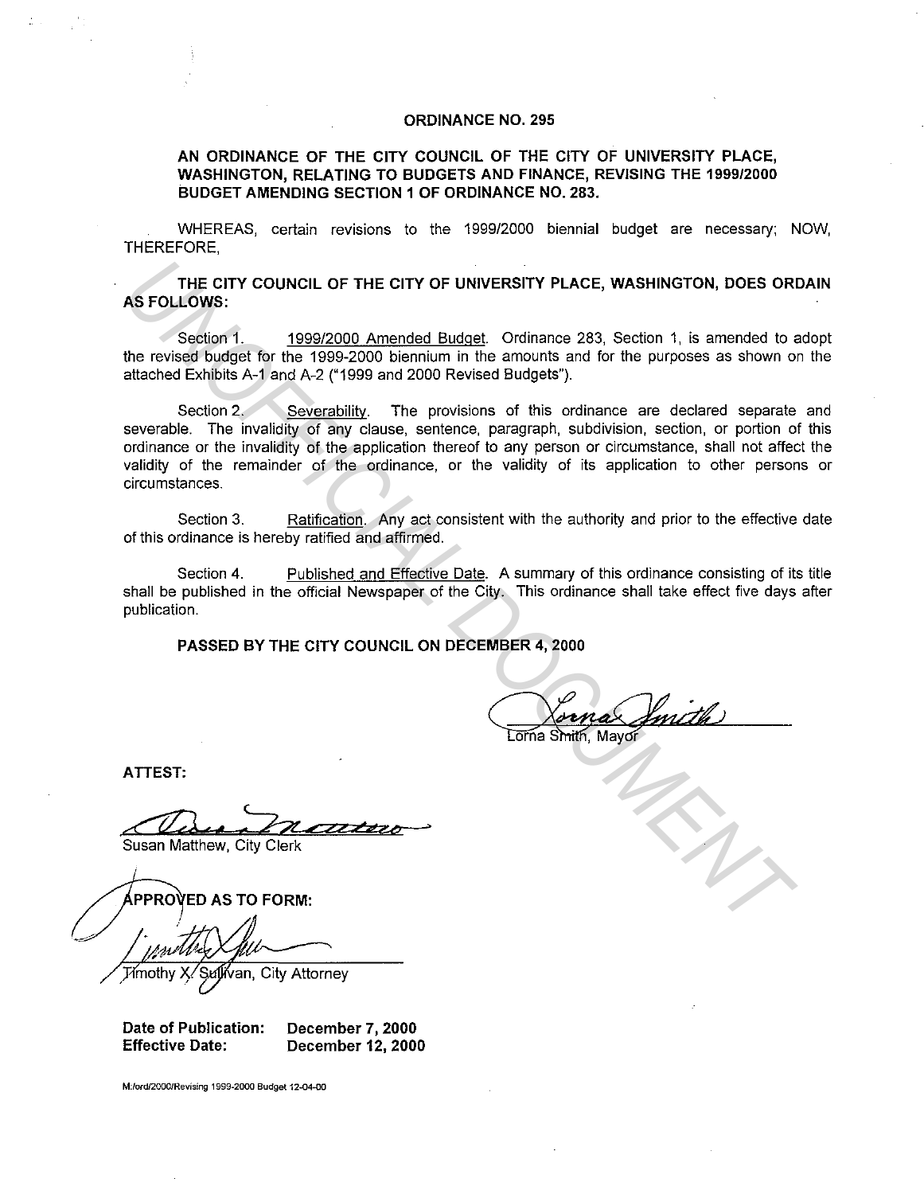# ORDINANCE NO. 295

**AN ORDINANCE OF THE CITY COUNCIL OF THE CITY OF UNIVERSITY PLACE, WASHINGTON, RELATING TO BUDGETS AND FINANCE, REVISING THE 1999/2000 BUDGET AMENDING SECTION 1 OF ORDINANCE NO. 283.**

WHEREAS, certain revisions to the 1999/2000 biennial budget are necessary; NOW, THEREFORE,

**THE CITY COUNCIL OF THE CITY OF UNIVERSITY PLACE, WASHINGTON, DOES ORDAIN AS FOLLOWS:**

Section 1. 1999/2000 Amended Budget. Ordinance 283, Section 1, is amended to adopt the revised budget for the 1999-2000 biennium in the amounts and for the purposes as shown on the attached Exhibits A-1 and A-2 ("1999 and 2000 Revised Budgets").

Section 2. Severability. The provisions of this ordinance are declared separate and severable. The invalidity of any clause, sentence, paragraph, subdivision, section, or portion of this ordinance or the invalidity of the application thereof to any person or circumstance, shall not affect the validity of the remainder of the ordinance, or the validity of its application to other persons or circumstances.

Section 3. Ratification. Any act consistent with the authority and prior to the effective date of this ordinance is hereby ratified and affirmed.

Section 4. Published and Effective Date. A summary of this ordinance consisting of its title shall be published in the official Newspaper of the City. This ordinance shall take effect five days after publication.

**PASSED BY THE CITY COUNCIL ON DECEMBER 4, 2000**

Lorna Smith, Mayor

**ATTEST:**

Susan Matthew, City Clerk

**APPROVED AS TO FORM:**

Timothy X. Sullivan, City Attorney

**Date of Publication:** December 7, 2000
**Effective Date:** December 12, 2000

M:/ord/2000/Revising 1999-2000 Budget 12-04-00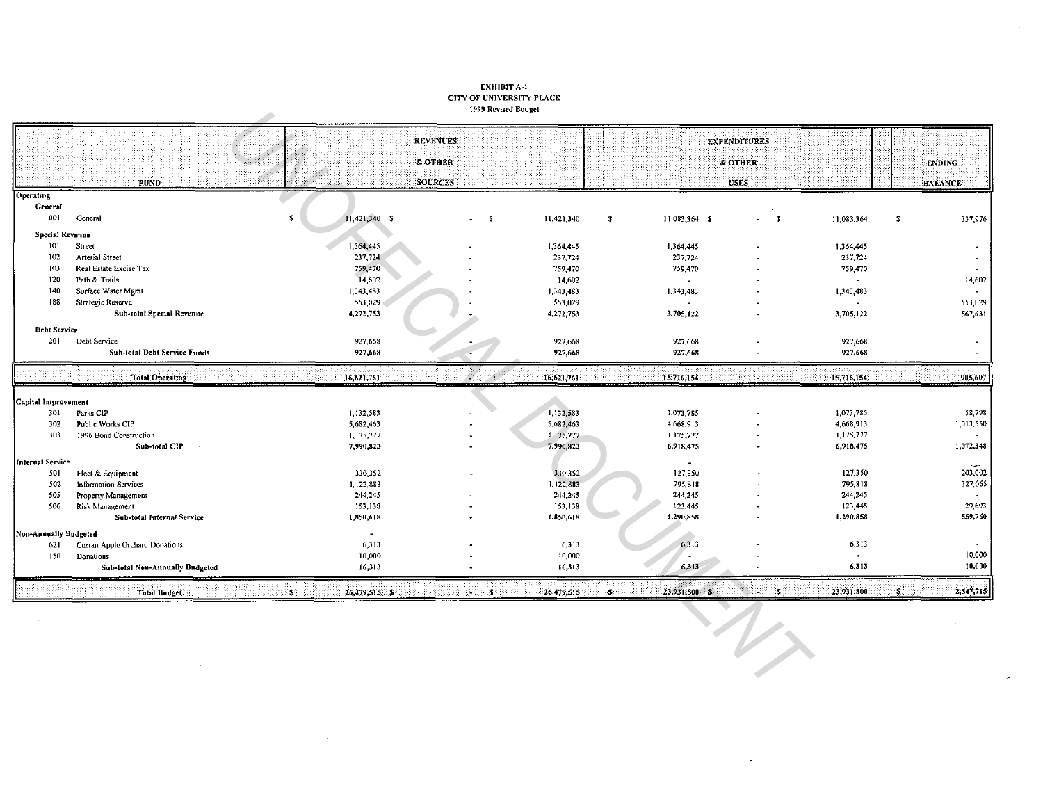**EXHIBIT A-1**
**CITY OF UNIVERSITY PLACE**
**1999 Revised Budget**

| FUND | | REVENUES & OTHER SOURCES | | | EXPENDITURES & OTHER USES | | | ENDING BALANCE |
|---|---|---|---|---|---|---|---|---|
| **Operating** | | | | | | | | |
| **General** | | | | | | | | |
| 001 | General | $ 11,421,340 | $ - | $ 11,421,340 | $ 11,083,364 | $ - | $ 11,083,364 | $ 337,976 |
| **Special Revenue** | | | | | | | | |
| 101 | Street | 1,364,445 | - | 1,364,445 | 1,364,445 | - | 1,364,445 | - |
| 102 | Arterial Street | 237,724 | - | 237,724 | 237,724 | - | 237,724 | - |
| 103 | Real Estate Excise Tax | 759,470 | - | 759,470 | 759,470 | - | 759,470 | - |
| 120 | Path & Trails | 14,602 | - | 14,602 | - | - | - | 14,602 |
| 140 | Surface Water Mgmt | 1,343,483 | - | 1,343,483 | 1,343,483 | - | 1,343,483 | - |
| 188 | Strategic Reserve | 553,029 | - | 553,029 | - | - | - | 553,029 |
| | **Sub-total Special Revenue** | **4,272,753** | **-** | **4,272,753** | **3,705,122** | **-** | **3,705,122** | **567,631** |
| **Debt Service** | | | | | | | | |
| 201 | Debt Service | 927,668 | - | 927,668 | 927,668 | - | 927,668 | - |
| | **Sub-total Debt Service Funds** | **927,668** | **-** | **927,668** | **927,668** | **-** | **927,668** | **-** |
| | **Total Operating** | **16,621,761** | **-** | **16,621,761** | **15,716,154** | **-** | **15,716,154** | **905,607** |
| **Capital Improvement** | | | | | | | | |
| 301 | Parks CIP | 1,132,583 | - | 1,132,583 | 1,073,785 | - | 1,073,785 | 58,798 |
| 302 | Public Works CIP | 5,682,463 | - | 5,682,463 | 4,668,913 | - | 4,668,913 | 1,013,550 |
| 303 | 1996 Bond Construction | 1,175,777 | - | 1,175,777 | 1,175,777 | - | 1,175,777 | - |
| | **Sub-total CIP** | **7,990,823** | **-** | **7,990,823** | **6,918,475** | **-** | **6,918,475** | **1,072,348** |
| **Internal Service** | | | | | | | | |
| 501 | Fleet & Equipment | 330,352 | - | 330,352 | 127,350 | - | 127,350 | 203,002 |
| 502 | Information Services | 1,122,883 | - | 1,122,883 | 795,818 | - | 795,818 | 327,065 |
| 505 | Property Management | 244,245 | - | 244,245 | 244,245 | - | 244,245 | - |
| 506 | Risk Management | 153,138 | - | 153,138 | 123,445 | - | 123,445 | 29,693 |
| | **Sub-total Internal Service** | **1,850,618** | **-** | **1,850,618** | **1,290,858** | **-** | **1,290,858** | **559,760** |
| **Non-Annually Budgeted** | | | | | | | | |
| 621 | Curran Apple Orchard Donations | 6,313 | - | 6,313 | 6,313 | - | 6,313 | - |
| 150 | Donations | 10,000 | - | 10,000 | - | - | - | 10,000 |
| | **Sub-total Non-Annually Budgeted** | **16,313** | **-** | **16,313** | **6,313** | **-** | **6,313** | **10,000** |
| | **Total Budget** | **$ 26,479,515** | **$ -** | **$ 26,479,515** | **$ 23,931,800** | **$ -** | **$ 23,931,800** | **$ 2,547,715** |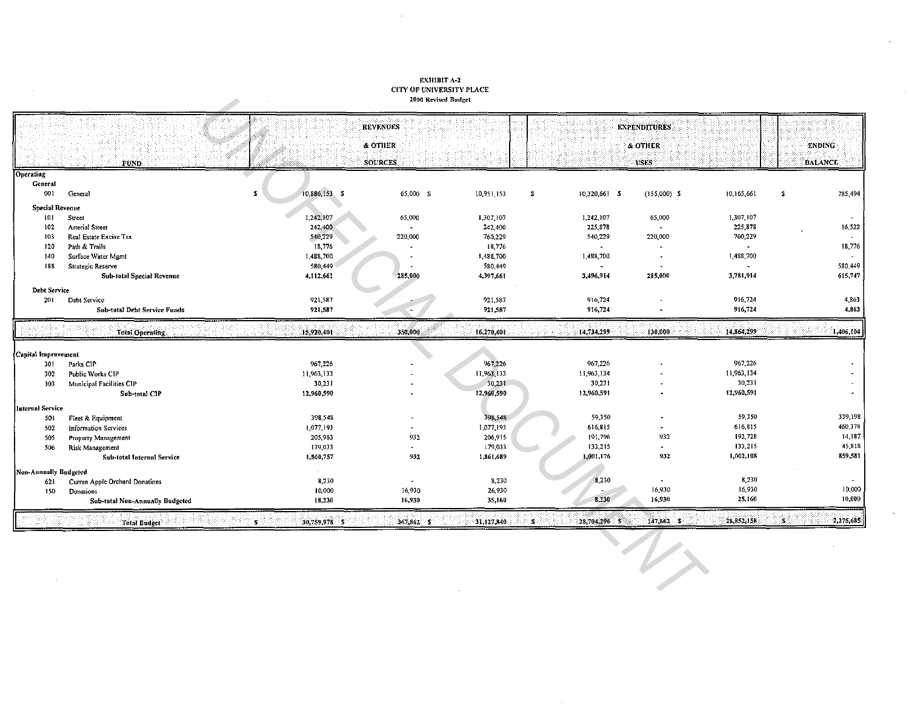EXHIBIT A-2
CITY OF UNIVERSITY PLACE
2000 Revised Budget

| FUND | | REVENUES & OTHER SOURCES | | | EXPENDITURES & OTHER USES | | | ENDING BALANCE |
|---|---|---|---|---|---|---|---|---|
| **Operating** | | | | | | | | |
| **General** | | | | | | | | |
| 001 | General | $ 10,886,153 | $ 65,000 | $ 10,951,153 | $ 10,320,661 | $ (155,000) | $ 10,165,661 | $ 785,494 |
| **Special Revenue** | | | | | | | | |
| 101 | Street | 1,242,107 | 65,000 | 1,307,107 | 1,242,107 | 65,000 | 1,307,107 | - |
| 102 | Arterial Street | 242,400 | - | 242,400 | 225,878 | - | 225,878 | 16,522 |
| 103 | Real Estate Excise Tax | 540,229 | 220,000 | 760,229 | 540,229 | 220,000 | 760,229 | - |
| 120 | Path & Trails | 18,776 | - | 18,776 | - | - | - | 18,776 |
| 140 | Surface Water Mgmt | 1,488,700 | - | 1,488,700 | 1,488,700 | - | 1,488,700 | - |
| 188 | Strategic Reserve | 580,449 | - | 580,449 | - | - | - | 580,449 |
| | **Sub-total Special Revenue** | 4,112,661 | 285,000 | 4,397,661 | 3,496,914 | 285,000 | 3,781,914 | 615,747 |
| **Debt Service** | | | | | | | | |
| 201 | Debt Service | 921,587 | - | 921,587 | 916,724 | - | 916,724 | 4,863 |
| | **Sub-total Debt Service Funds** | 921,587 | - | 921,587 | 916,724 | - | 916,724 | 4,863 |
| | **Total Operating** | 15,920,401 | 350,000 | 16,270,401 | 14,734,299 | 130,000 | 14,864,299 | 1,406,104 |
| **Capital Improvement** | | | | | | | | |
| 301 | Parks CIP | 967,226 | - | 967,226 | 967,226 | - | 967,226 | - |
| 302 | Public Works CIP | 11,963,133 | - | 11,963,133 | 11,963,134 | - | 11,963,134 | - |
| 303 | Municipal Facilities CIP | 30,231 | - | 30,231 | 30,231 | - | 30,231 | - |
| | **Sub-total CIP** | 12,960,590 | - | 12,960,590 | 12,960,591 | - | 12,960,591 | - |
| **Internal Service** | | | | | | | | |
| 501 | Fleet & Equipment | 398,548 | - | 398,548 | 59,350 | - | 59,350 | 339,198 |
| 502 | Information Services | 1,077,193 | - | 1,077,193 | 616,815 | - | 616,815 | 460,378 |
| 505 | Property Management | 205,983 | 932 | 206,915 | 191,796 | 932 | 192,728 | 14,187 |
| 506 | Risk Management | 179,033 | - | 179,033 | 133,215 | - | 133,215 | 45,818 |
| | **Sub-total Internal Service** | 1,860,757 | 932 | 1,861,689 | 1,001,176 | 932 | 1,002,108 | 859,581 |
| **Non-Annually Budgeted** | | | | | | | | |
| 621 | Curran Apple Orchard Donations | 8,230 | - | 8,230 | 8,230 | - | 8,230 | - |
| 150 | Donations | 10,000 | 16,930 | 26,930 | - | 16,930 | 16,930 | 10,000 |
| | **Sub-total Non-Annually Budgeted** | 18,230 | 16,930 | 35,160 | 8,230 | 16,930 | 25,160 | 10,000 |
| | **Total Budget** | $ 30,759,978 | $ 367,862 | $ 31,127,840 | $ 28,704,296 | $ 147,862 | $ 28,852,158 | $ 2,275,685 |